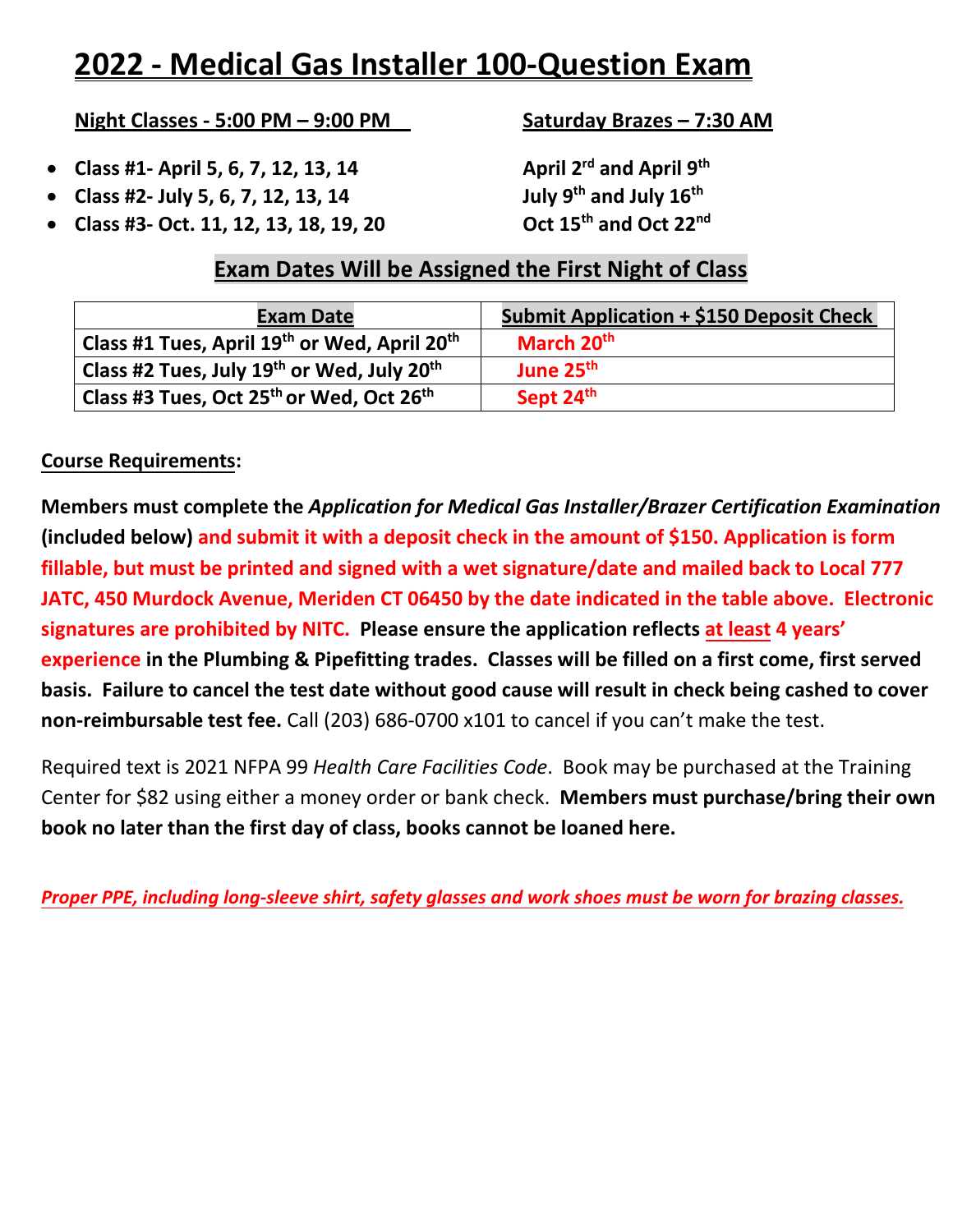# 2022 - Medical Gas Installer 100-Question Exam

**Night Classes - 5:00 PM – 9:00 PM**

- **Class #1- April 5, 6, 7, 12, 13, 14**
- **Class #2- July 5, 6, 7, 12, 13, 14**
- **Class #3- Oct. 11, 12, 13, 18, 19, 20**

**Saturday Brazes – 7:30 AM**

**April 2rd and April 9th**
**July 9th and July 16th**
**Oct 15th and Oct 22nd**

## Exam Dates Will be Assigned the First Night of Class

| Exam Date | Submit Application + $150 Deposit Check |
|---|---|
| Class #1 Tues, April 19th or Wed, April 20th | March 20th |
| Class #2 Tues, July 19th or Wed, July 20th | June 25th |
| Class #3 Tues, Oct 25th or Wed, Oct 26th | Sept 24th |

**Course Requirements:**

**Members must complete the *Application for Medical Gas Installer/Brazer Certification Examination* (included below) and submit it with a deposit check in the amount of $150. Application is form fillable, but must be printed and signed with a wet signature/date and mailed back to Local 777 JATC, 450 Murdock Avenue, Meriden CT 06450 by the date indicated in the table above. Electronic signatures are prohibited by NITC. Please ensure the application reflects at least 4 years' experience in the Plumbing & Pipefitting trades. Classes will be filled on a first come, first served basis. Failure to cancel the test date without good cause will result in check being cashed to cover non-reimbursable test fee.** Call (203) 686-0700 x101 to cancel if you can't make the test.

Required text is 2021 NFPA 99 *Health Care Facilities Code*. Book may be purchased at the Training Center for $82 using either a money order or bank check. **Members must purchase/bring their own book no later than the first day of class, books cannot be loaned here.**

***Proper PPE, including long-sleeve shirt, safety glasses and work shoes must be worn for brazing classes.***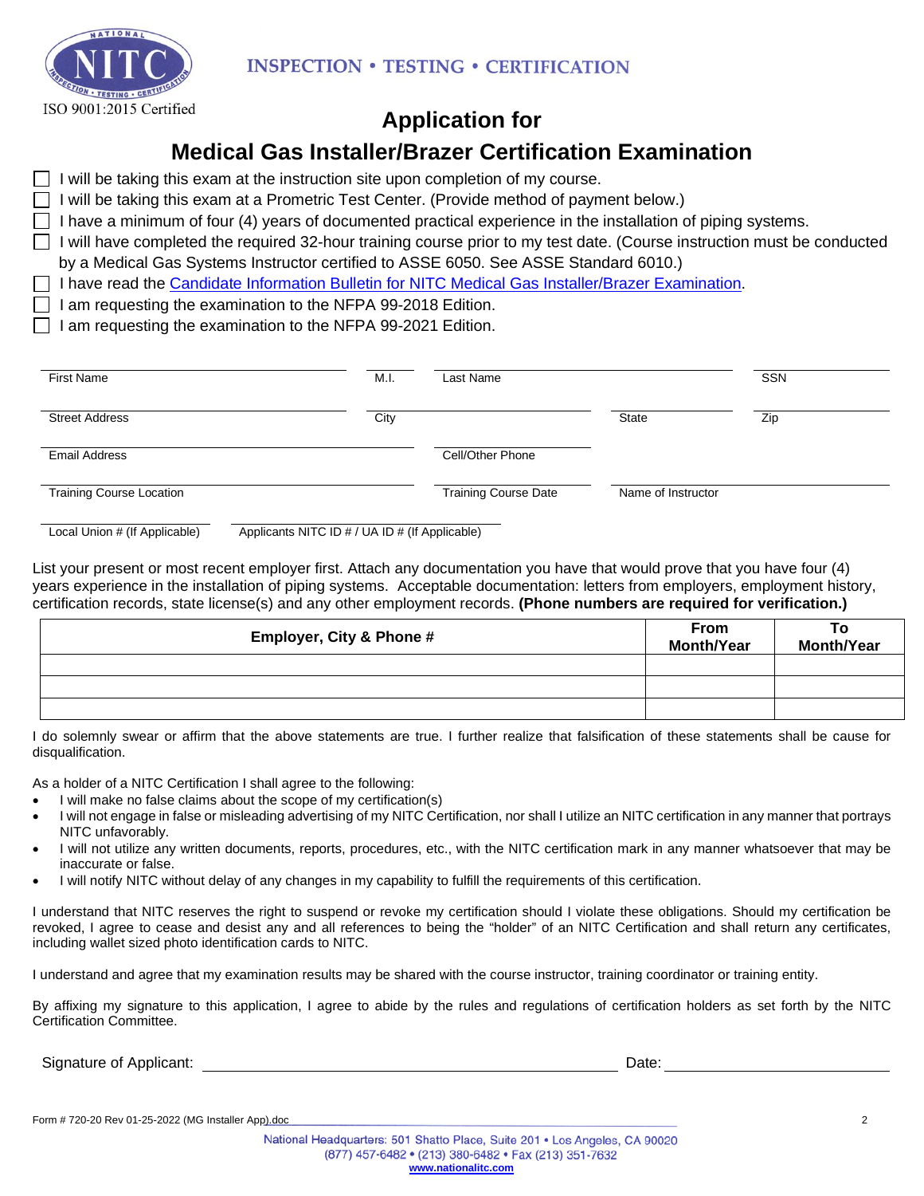INSPECTION • TESTING • CERTIFICATION

ISO 9001:2015 Certified

# Application for

# Medical Gas Installer/Brazer Certification Examination

- ☐ I will be taking this exam at the instruction site upon completion of my course.
- ☐ I will be taking this exam at a Prometric Test Center. (Provide method of payment below.)
- ☐ I have a minimum of four (4) years of documented practical experience in the installation of piping systems.
- ☐ I will have completed the required 32-hour training course prior to my test date. (Course instruction must be conducted by a Medical Gas Systems Instructor certified to ASSE 6050. See ASSE Standard 6010.)
- ☐ I have read the Candidate Information Bulletin for NITC Medical Gas Installer/Brazer Examination.
- ☐ I am requesting the examination to the NFPA 99-2018 Edition.
- ☐ I am requesting the examination to the NFPA 99-2021 Edition.

First Name ______ M.I. ______ Last Name ______ SSN ______

Street Address ______ City ______ State ______ Zip ______

Email Address ______ Cell/Other Phone ______

Training Course Location ______ Training Course Date ______ Name of Instructor ______

Local Union # (If Applicable) ______ Applicants NITC ID # / UA ID # (If Applicable) ______

List your present or most recent employer first. Attach any documentation you have that would prove that you have four (4) years experience in the installation of piping systems. Acceptable documentation: letters from employers, employment history, certification records, state license(s) and any other employment records. **(Phone numbers are required for verification.)**

| Employer, City & Phone # | From Month/Year | To Month/Year |
|---|---|---|
| | | |
| | | |
| | | |

I do solemnly swear or affirm that the above statements are true. I further realize that falsification of these statements shall be cause for disqualification.

As a holder of a NITC Certification I shall agree to the following:

- I will make no false claims about the scope of my certification(s)
- I will not engage in false or misleading advertising of my NITC Certification, nor shall I utilize an NITC certification in any manner that portrays NITC unfavorably.
- I will not utilize any written documents, reports, procedures, etc., with the NITC certification mark in any manner whatsoever that may be inaccurate or false.
- I will notify NITC without delay of any changes in my capability to fulfill the requirements of this certification.

I understand that NITC reserves the right to suspend or revoke my certification should I violate these obligations. Should my certification be revoked, I agree to cease and desist any and all references to being the "holder" of an NITC Certification and shall return any certificates, including wallet sized photo identification cards to NITC.

I understand and agree that my examination results may be shared with the course instructor, training coordinator or training entity.

By affixing my signature to this application, I agree to abide by the rules and regulations of certification holders as set forth by the NITC Certification Committee.

Signature of Applicant: ______________________ Date: ______________

Form # 720-20 Rev 01-25-2022 (MG Installer App).doc

National Headquarters: 501 Shatto Place, Suite 201 • Los Angeles, CA 90020
(877) 457-6482 • (213) 380-6482 • Fax (213) 351-7632
www.nationalitc.com